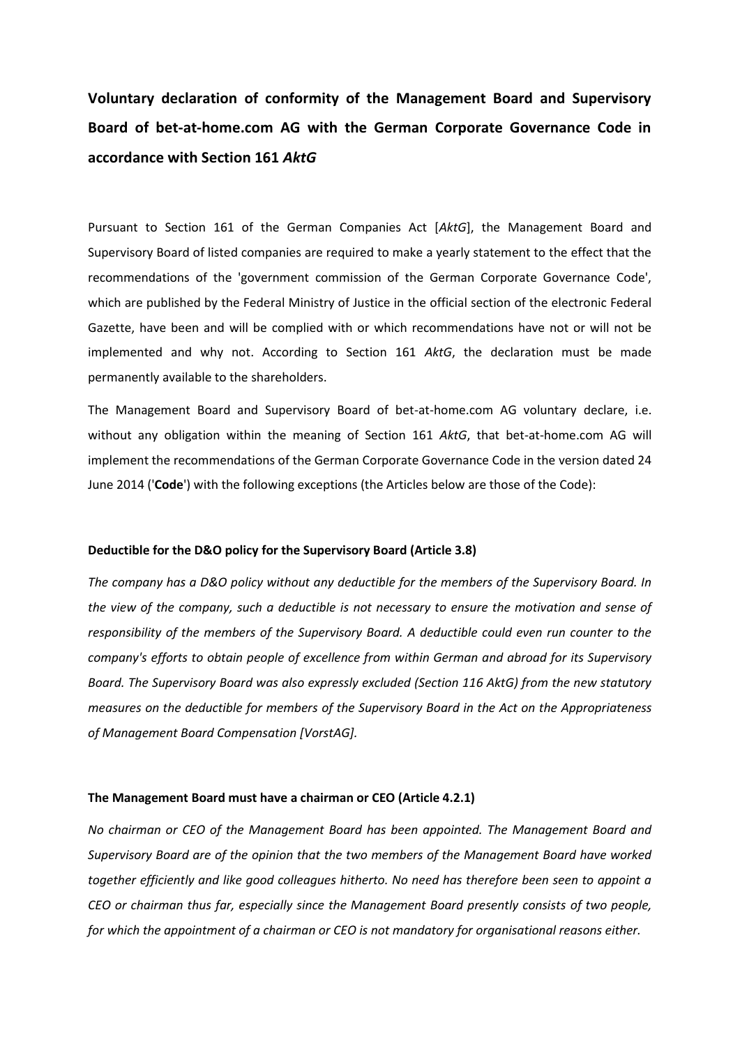# Voluntary declaration of conformity of the Management Board and Supervisory Board of bet-at-home.com AG with the German Corporate Governance Code in accordance with Section 161 *AktG*

Pursuant to Section 161 of the German Companies Act [*AktG*], the Management Board and Supervisory Board of listed companies are required to make a yearly statement to the effect that the recommendations of the 'government commission of the German Corporate Governance Code', which are published by the Federal Ministry of Justice in the official section of the electronic Federal Gazette, have been and will be complied with or which recommendations have not or will not be implemented and why not. According to Section 161 *AktG*, the declaration must be made permanently available to the shareholders.

The Management Board and Supervisory Board of bet-at-home.com AG voluntary declare, i.e. without any obligation within the meaning of Section 161 *AktG*, that bet-at-home.com AG will implement the recommendations of the German Corporate Governance Code in the version dated 24 June 2014 ('**Code**') with the following exceptions (the Articles below are those of the Code):

**Deductible for the D&O policy for the Supervisory Board (Article 3.8)**

*The company has a D&O policy without any deductible for the members of the Supervisory Board. In the view of the company, such a deductible is not necessary to ensure the motivation and sense of responsibility of the members of the Supervisory Board. A deductible could even run counter to the company's efforts to obtain people of excellence from within German and abroad for its Supervisory Board. The Supervisory Board was also expressly excluded (Section 116 AktG) from the new statutory measures on the deductible for members of the Supervisory Board in the Act on the Appropriateness of Management Board Compensation [VorstAG].*

**The Management Board must have a chairman or CEO (Article 4.2.1)**

*No chairman or CEO of the Management Board has been appointed. The Management Board and Supervisory Board are of the opinion that the two members of the Management Board have worked together efficiently and like good colleagues hitherto. No need has therefore been seen to appoint a CEO or chairman thus far, especially since the Management Board presently consists of two people, for which the appointment of a chairman or CEO is not mandatory for organisational reasons either.*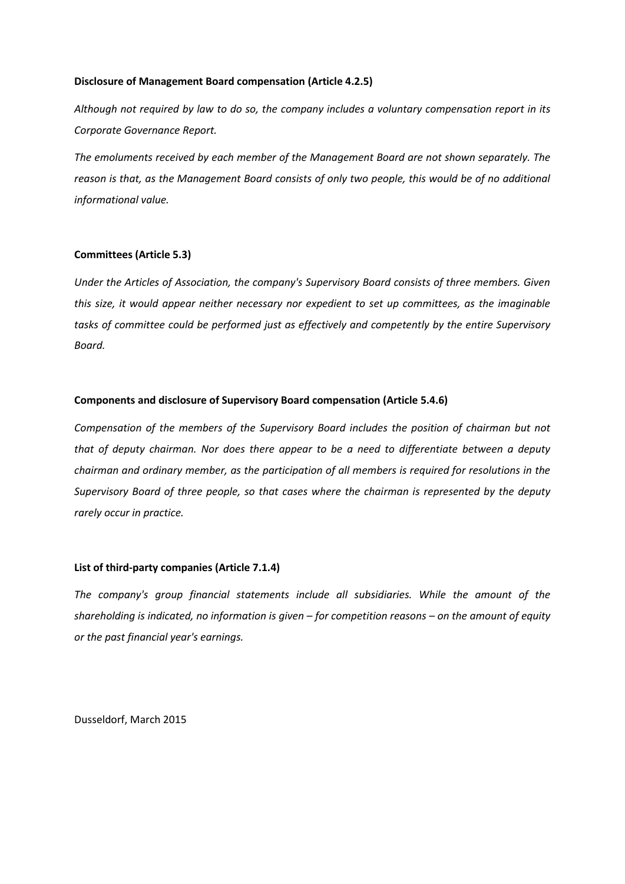**Disclosure of Management Board compensation (Article 4.2.5)**

*Although not required by law to do so, the company includes a voluntary compensation report in its Corporate Governance Report.*

*The emoluments received by each member of the Management Board are not shown separately. The reason is that, as the Management Board consists of only two people, this would be of no additional informational value.*

**Committees (Article 5.3)**

*Under the Articles of Association, the company's Supervisory Board consists of three members. Given this size, it would appear neither necessary nor expedient to set up committees, as the imaginable tasks of committee could be performed just as effectively and competently by the entire Supervisory Board.*

**Components and disclosure of Supervisory Board compensation (Article 5.4.6)**

*Compensation of the members of the Supervisory Board includes the position of chairman but not that of deputy chairman. Nor does there appear to be a need to differentiate between a deputy chairman and ordinary member, as the participation of all members is required for resolutions in the Supervisory Board of three people, so that cases where the chairman is represented by the deputy rarely occur in practice.*

**List of third-party companies (Article 7.1.4)**

*The company's group financial statements include all subsidiaries. While the amount of the shareholding is indicated, no information is given – for competition reasons – on the amount of equity or the past financial year's earnings.*

Dusseldorf, March 2015